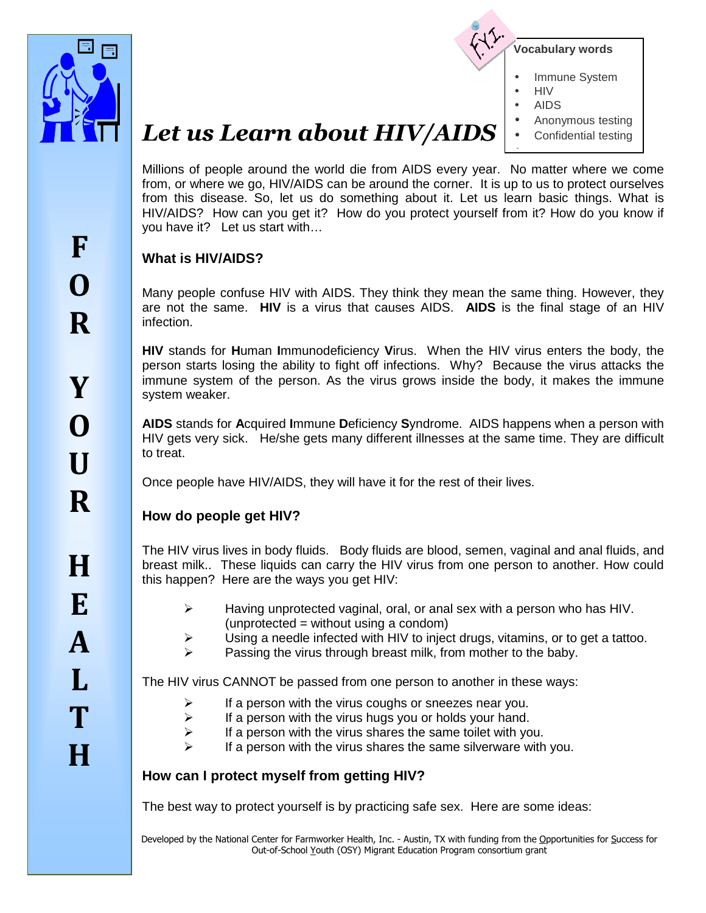# *Let us Learn about HIV/AIDS*

FYI

**Vocabulary words**

- Immune System
- HIV
- AIDS
- Anonymous testing
- Confidential testing

FOR YOUR HEALTH

Millions of people around the world die from AIDS every year. No matter where we come from, or where we go, HIV/AIDS can be around the corner. It is up to us to protect ourselves from this disease. So, let us do something about it. Let us learn basic things. What is HIV/AIDS? How can you get it? How do you protect yourself from it? How do you know if you have it? Let us start with…

## What is HIV/AIDS?

Many people confuse HIV with AIDS. They think they mean the same thing. However, they are not the same. **HIV** is a virus that causes AIDS. **AIDS** is the final stage of an HIV infection.

**HIV** stands for **H**uman **I**mmunodeficiency **V**irus. When the HIV virus enters the body, the person starts losing the ability to fight off infections. Why? Because the virus attacks the immune system of the person. As the virus grows inside the body, it makes the immune system weaker.

**AIDS** stands for **A**cquired **I**mmune **D**eficiency **S**yndrome. AIDS happens when a person with HIV gets very sick. He/she gets many different illnesses at the same time. They are difficult to treat.

Once people have HIV/AIDS, they will have it for the rest of their lives.

## How do people get HIV?

The HIV virus lives in body fluids. Body fluids are blood, semen, vaginal and anal fluids, and breast milk.. These liquids can carry the HIV virus from one person to another. How could this happen? Here are the ways you get HIV:

- Having unprotected vaginal, oral, or anal sex with a person who has HIV. (unprotected = without using a condom)
- Using a needle infected with HIV to inject drugs, vitamins, or to get a tattoo.
- Passing the virus through breast milk, from mother to the baby.

The HIV virus CANNOT be passed from one person to another in these ways:

- If a person with the virus coughs or sneezes near you.
- If a person with the virus hugs you or holds your hand.
- If a person with the virus shares the same toilet with you.
- If a person with the virus shares the same silverware with you.

## How can I protect myself from getting HIV?

The best way to protect yourself is by practicing safe sex. Here are some ideas:

Developed by the National Center for Farmworker Health, Inc. - Austin, TX with funding from the Opportunities for Success for Out-of-School Youth (OSY) Migrant Education Program consortium grant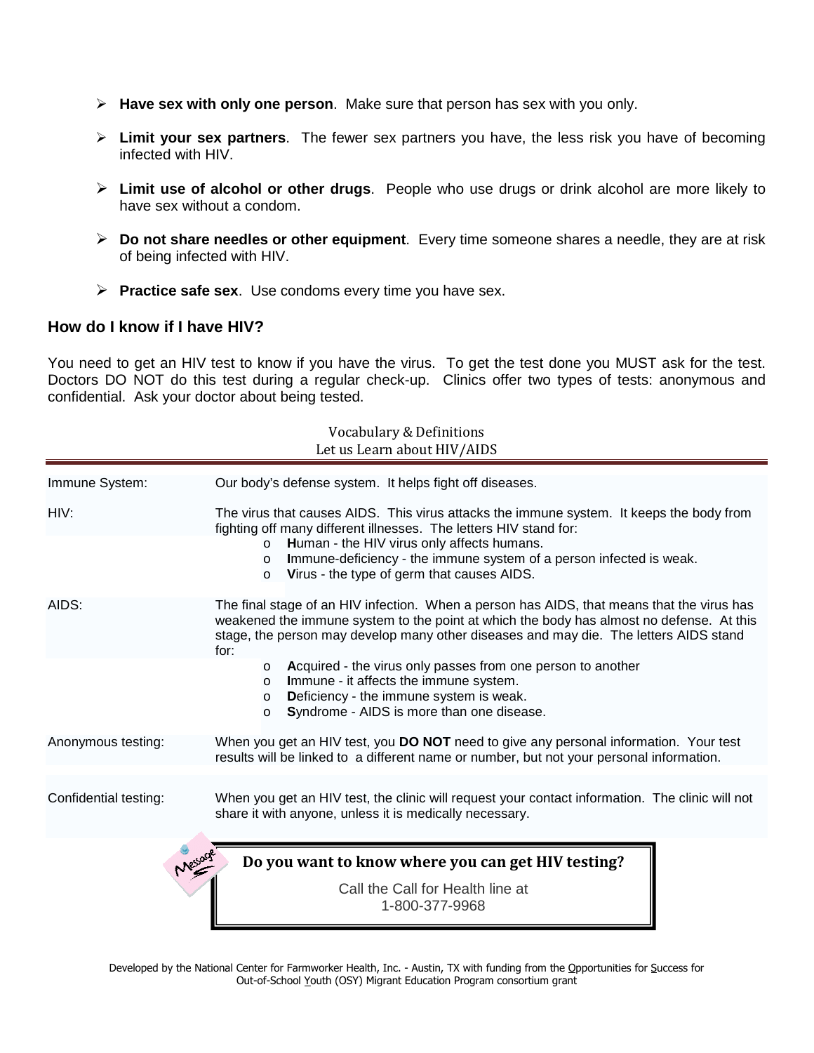- **Have sex with only one person**. Make sure that person has sex with you only.
- **Limit your sex partners**. The fewer sex partners you have, the less risk you have of becoming infected with HIV.
- **Limit use of alcohol or other drugs**. People who use drugs or drink alcohol are more likely to have sex without a condom.
- **Do not share needles or other equipment**. Every time someone shares a needle, they are at risk of being infected with HIV.
- **Practice safe sex**. Use condoms every time you have sex.

### How do I know if I have HIV?

You need to get an HIV test to know if you have the virus. To get the test done you MUST ask for the test. Doctors DO NOT do this test during a regular check-up. Clinics offer two types of tests: anonymous and confidential. Ask your doctor about being tested.

## Vocabulary & Definitions
## Let us Learn about HIV/AIDS

| Term | Definition |
|---|---|
| Immune System: | Our body's defense system. It helps fight off diseases. |
| HIV: | The virus that causes AIDS. This virus attacks the immune system. It keeps the body from fighting off many different illnesses. The letters HIV stand for:<br>o **H**uman - the HIV virus only affects humans.<br>o **I**mmune-deficiency - the immune system of a person infected is weak.<br>o **V**irus - the type of germ that causes AIDS. |
| AIDS: | The final stage of an HIV infection. When a person has AIDS, that means that the virus has weakened the immune system to the point at which the body has almost no defense. At this stage, the person may develop many other diseases and may die. The letters AIDS stand for:<br>o **A**cquired - the virus only passes from one person to another<br>o **I**mmune - it affects the immune system.<br>o **D**eficiency - the immune system is weak.<br>o **S**yndrome - AIDS is more than one disease. |
| Anonymous testing: | When you get an HIV test, you **DO NOT** need to give any personal information. Your test results will be linked to a different name or number, but not your personal information. |
| Confidential testing: | When you get an HIV test, the clinic will request your contact information. The clinic will not share it with anyone, unless it is medically necessary. |

**Do you want to know where you can get HIV testing?**

Call the Call for Health line at
1-800-377-9968

Developed by the National Center for Farmworker Health, Inc. - Austin, TX with funding from the Opportunities for Success for Out-of-School Youth (OSY) Migrant Education Program consortium grant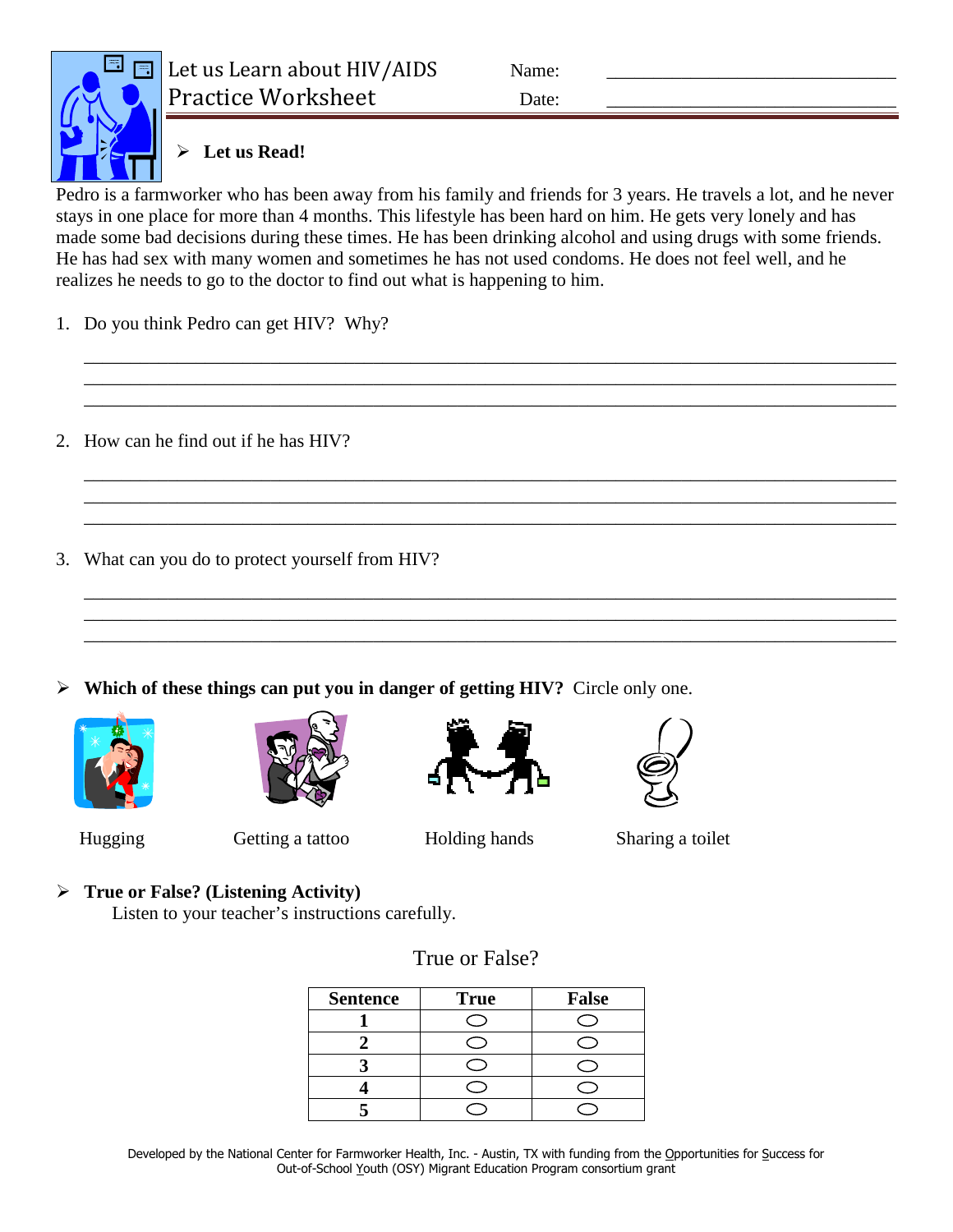# Let us Learn about HIV/AIDS
## Practice Worksheet

Name: ______________________________

Date: ______________________________

➢ **Let us Read!**

Pedro is a farmworker who has been away from his family and friends for 3 years. He travels a lot, and he never stays in one place for more than 4 months. This lifestyle has been hard on him. He gets very lonely and has made some bad decisions during these times. He has been drinking alcohol and using drugs with some friends. He has had sex with many women and sometimes he has not used condoms. He does not feel well, and he realizes he needs to go to the doctor to find out what is happening to him.

1. Do you think Pedro can get HIV? Why?

______________________________________________________________________________
______________________________________________________________________________
______________________________________________________________________________

2. How can he find out if he has HIV?

______________________________________________________________________________
______________________________________________________________________________
______________________________________________________________________________

3. What can you do to protect yourself from HIV?

______________________________________________________________________________
______________________________________________________________________________
______________________________________________________________________________

➢ **Which of these things can put you in danger of getting HIV?** Circle only one.

Hugging     Getting a tattoo     Holding hands     Sharing a toilet

➢ **True or False? (Listening Activity)**
Listen to your teacher's instructions carefully.

True or False?

| Sentence | True | False |
|---|---|---|
| 1 | ◯ | ◯ |
| 2 | ◯ | ◯ |
| 3 | ◯ | ◯ |
| 4 | ◯ | ◯ |
| 5 | ◯ | ◯ |

Developed by the National Center for Farmworker Health, Inc. - Austin, TX with funding from the Opportunities for Success for Out-of-School Youth (OSY) Migrant Education Program consortium grant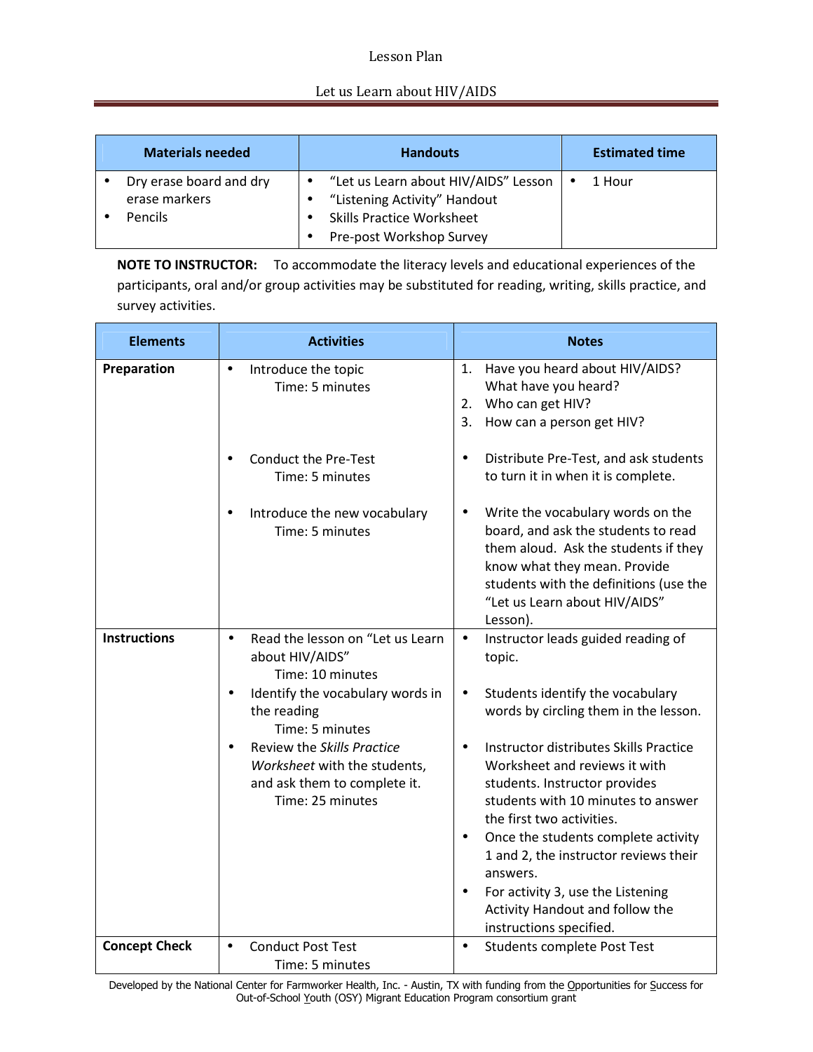Lesson Plan

Let us Learn about HIV/AIDS

| Materials needed | Handouts | Estimated time |
|---|---|---|
| • Dry erase board and dry erase markers<br>• Pencils | • "Let us Learn about HIV/AIDS" Lesson<br>• "Listening Activity" Handout<br>• Skills Practice Worksheet<br>• Pre-post Workshop Survey | • 1 Hour |

**NOTE TO INSTRUCTOR:** To accommodate the literacy levels and educational experiences of the participants, oral and/or group activities may be substituted for reading, writing, skills practice, and survey activities.

| Elements | Activities | Notes |
|---|---|---|
| **Preparation** | • Introduce the topic<br>Time: 5 minutes | 1. Have you heard about HIV/AIDS? What have you heard?<br>2. Who can get HIV?<br>3. How can a person get HIV? |
| | • Conduct the Pre-Test<br>Time: 5 minutes | • Distribute Pre-Test, and ask students to turn it in when it is complete. |
| | • Introduce the new vocabulary<br>Time: 5 minutes | • Write the vocabulary words on the board, and ask the students to read them aloud. Ask the students if they know what they mean. Provide students with the definitions (use the "Let us Learn about HIV/AIDS" Lesson). |
| **Instructions** | • Read the lesson on "Let us Learn about HIV/AIDS"<br>Time: 10 minutes | • Instructor leads guided reading of topic. |
| | • Identify the vocabulary words in the reading<br>Time: 5 minutes | • Students identify the vocabulary words by circling them in the lesson. |
| | • Review the *Skills Practice Worksheet* with the students, and ask them to complete it.<br>Time: 25 minutes | • Instructor distributes Skills Practice Worksheet and reviews it with students. Instructor provides students with 10 minutes to answer the first two activities.<br>• Once the students complete activity 1 and 2, the instructor reviews their answers.<br>• For activity 3, use the Listening Activity Handout and follow the instructions specified. |
| **Concept Check** | • Conduct Post Test<br>Time: 5 minutes | • Students complete Post Test |

Developed by the National Center for Farmworker Health, Inc. - Austin, TX with funding from the Opportunities for Success for Out-of-School Youth (OSY) Migrant Education Program consortium grant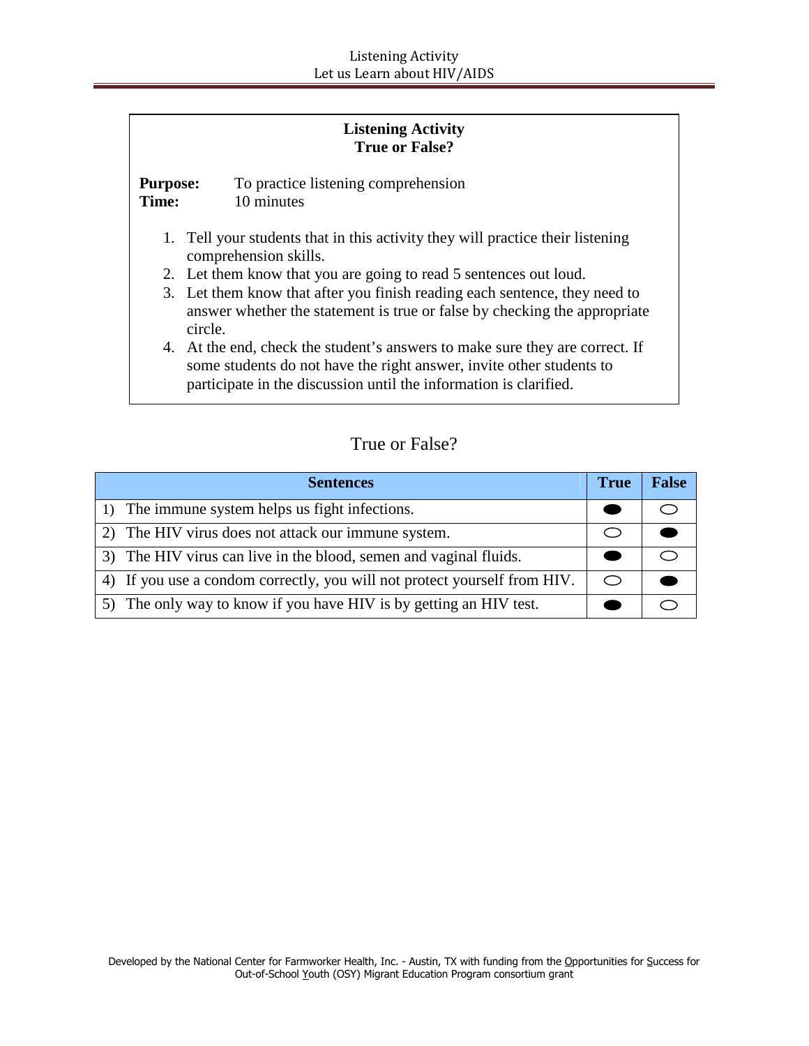## Listening Activity
### True or False?

**Purpose:** To practice listening comprehension
**Time:** 10 minutes

1. Tell your students that in this activity they will practice their listening comprehension skills.
2. Let them know that you are going to read 5 sentences out loud.
3. Let them know that after you finish reading each sentence, they need to answer whether the statement is true or false by checking the appropriate circle.
4. At the end, check the student's answers to make sure they are correct. If some students do not have the right answer, invite other students to participate in the discussion until the information is clarified.

## True or False?

| Sentences | True | False |
|---|---|---|
| 1) The immune system helps us fight infections. | ● | ○ |
| 2) The HIV virus does not attack our immune system. | ○ | ● |
| 3) The HIV virus can live in the blood, semen and vaginal fluids. | ● | ○ |
| 4) If you use a condom correctly, you will not protect yourself from HIV. | ○ | ● |
| 5) The only way to know if you have HIV is by getting an HIV test. | ● | ○ |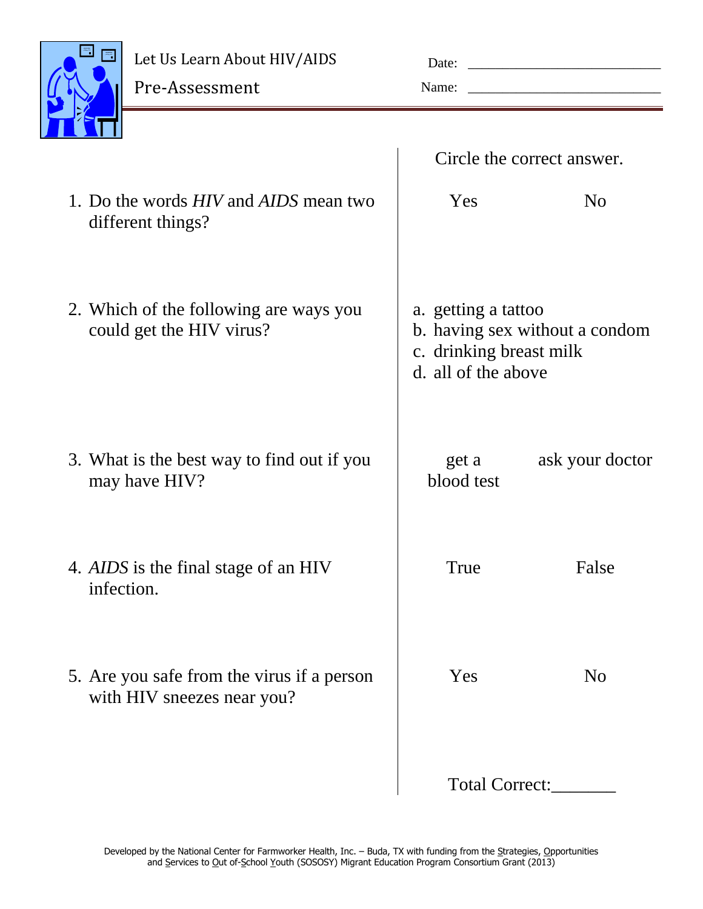Let Us Learn About HIV/AIDS

Pre-Assessment

Date: ___________________________

Name: ___________________________

| | Circle the correct answer. | |
|---|---|---|
| 1. Do the words *HIV* and *AIDS* mean two different things? | Yes | No |
| 2. Which of the following are ways you could get the HIV virus? | a. getting a tattoo<br>b. having sex without a condom<br>c. drinking breast milk<br>d. all of the above | |
| 3. What is the best way to find out if you may have HIV? | get a blood test | ask your doctor |
| 4. *AIDS* is the final stage of an HIV infection. | True | False |
| 5. Are you safe from the virus if a person with HIV sneezes near you? | Yes | No |

Total Correct:_______

Developed by the National Center for Farmworker Health, Inc. – Buda, TX with funding from the Strategies, Opportunities and Services to Out of-School Youth (SOSOSY) Migrant Education Program Consortium Grant (2013)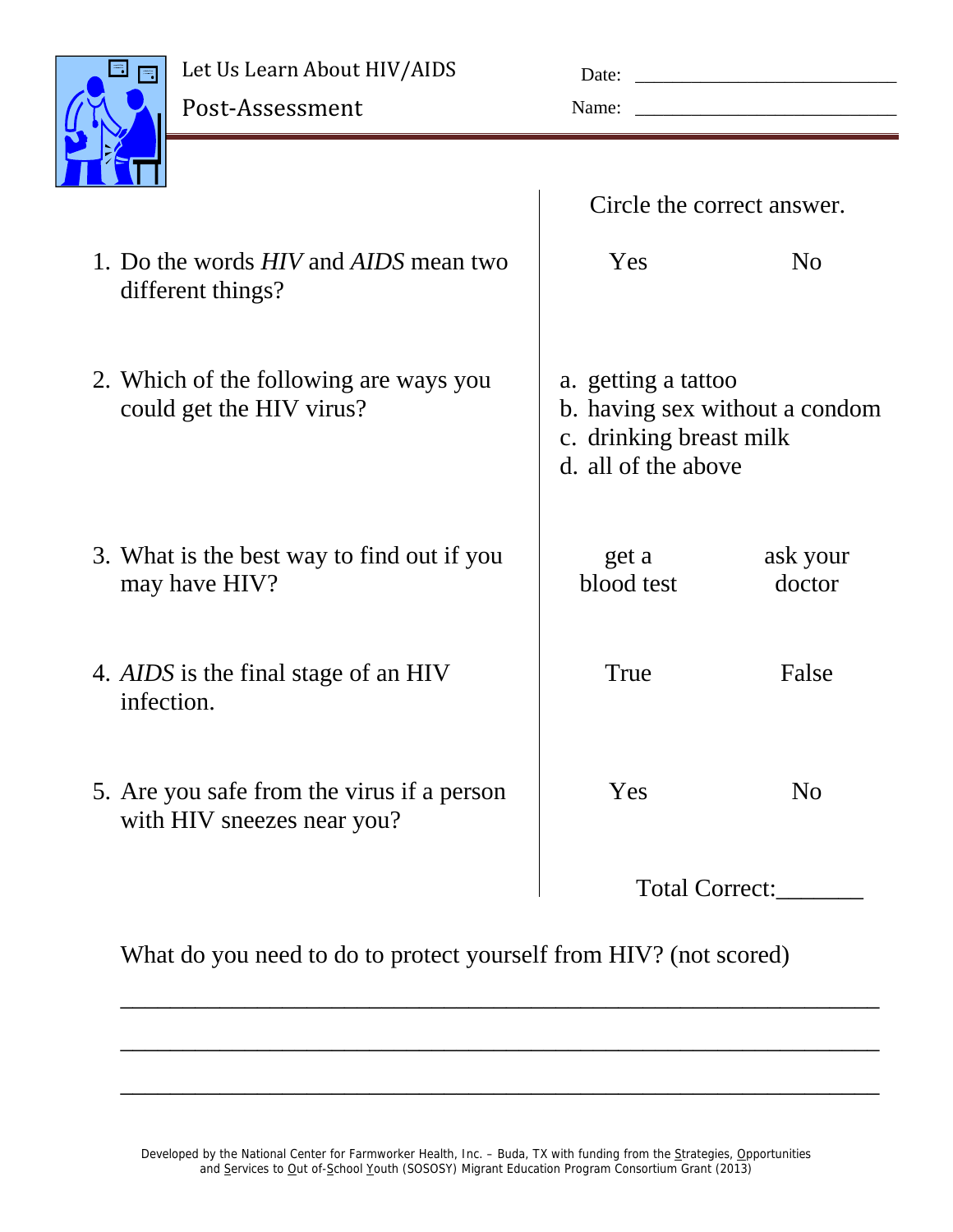Let Us Learn About HIV/AIDS

Post-Assessment

Date: ___________________________

Name: ___________________________

| | Circle the correct answer. | |
|---|---|---|
| 1. Do the words *HIV* and *AIDS* mean two different things? | Yes | No |
| 2. Which of the following are ways you could get the HIV virus? | a. getting a tattoo<br>b. having sex without a condom<br>c. drinking breast milk<br>d. all of the above | |
| 3. What is the best way to find out if you may have HIV? | get a blood test | ask your doctor |
| 4. *AIDS* is the final stage of an HIV infection. | True | False |
| 5. Are you safe from the virus if a person with HIV sneezes near you? | Yes | No |

Total Correct:_______

What do you need to do to protect yourself from HIV? (not scored)

_______________________________________________________________

_______________________________________________________________

_______________________________________________________________

Developed by the National Center for Farmworker Health, Inc. – Buda, TX with funding from the Strategies, Opportunities and Services to Out of-School Youth (SOSOSY) Migrant Education Program Consortium Grant (2013)